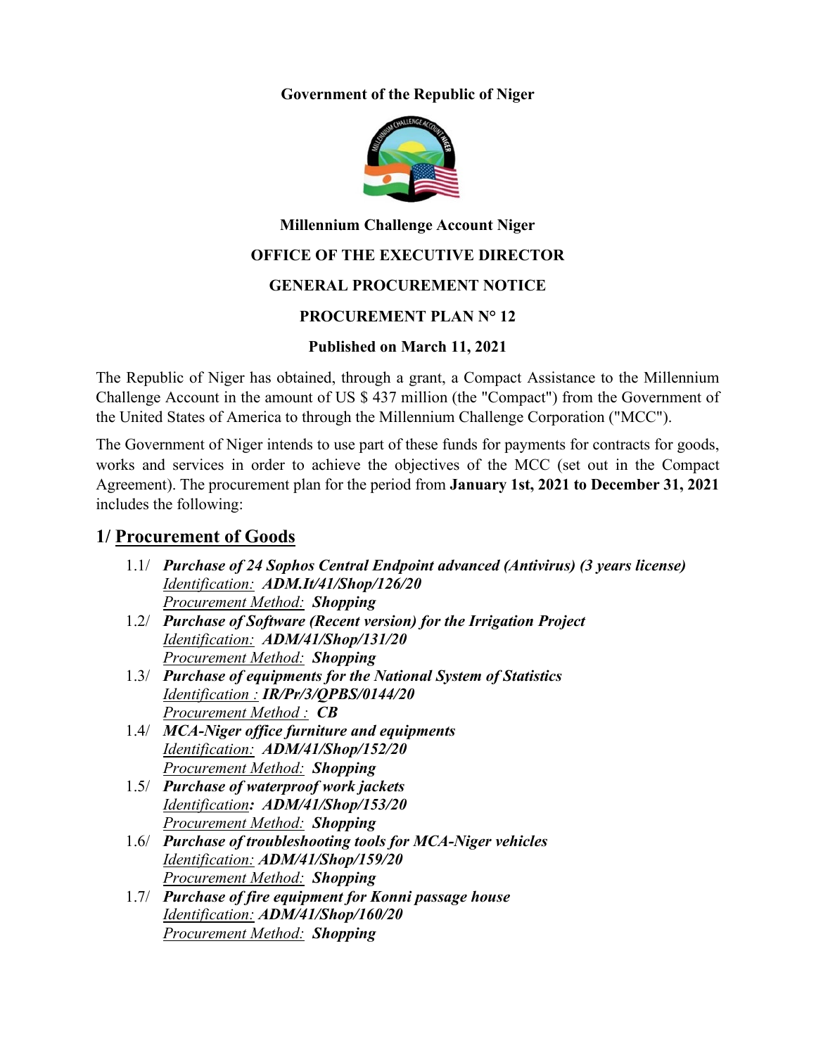**Government of the Republic of Niger**

**Millennium Challenge Account Niger**

**OFFICE OF THE EXECUTIVE DIRECTOR**

**GENERAL PROCUREMENT NOTICE**

**PROCUREMENT PLAN N° 12**

**Published on March 11, 2021**

The Republic of Niger has obtained, through a grant, a Compact Assistance to the Millennium Challenge Account in the amount of US $ 437 million (the "Compact") from the Government of the United States of America to through the Millennium Challenge Corporation ("MCC").

The Government of Niger intends to use part of these funds for payments for contracts for goods, works and services in order to achieve the objectives of the MCC (set out in the Compact Agreement). The procurement plan for the period from **January 1st, 2021 to December 31, 2021** includes the following:

## 1/ Procurement of Goods

1.1/ ***Purchase of 24 Sophos Central Endpoint advanced (Antivirus) (3 years license)***
Identification: ***ADM.It/41/Shop/126/20***
Procurement Method: ***Shopping***

1.2/ ***Purchase of Software (Recent version) for the Irrigation Project***
Identification: ***ADM/41/Shop/131/20***
Procurement Method: ***Shopping***

1.3/ ***Purchase of equipments for the National System of Statistics***
Identification : ***IR/Pr/3/QPBS/0144/20***
Procurement Method : ***CB***

1.4/ ***MCA-Niger office furniture and equipments***
Identification: ***ADM/41/Shop/152/20***
Procurement Method: ***Shopping***

1.5/ ***Purchase of waterproof work jackets***
Identification***: ADM/41/Shop/153/20***
Procurement Method: ***Shopping***

1.6/ ***Purchase of troubleshooting tools for MCA-Niger vehicles***
Identification: ***ADM/41/Shop/159/20***
Procurement Method: ***Shopping***

1.7/ ***Purchase of fire equipment for Konni passage house***
Identification: ***ADM/41/Shop/160/20***
Procurement Method: ***Shopping***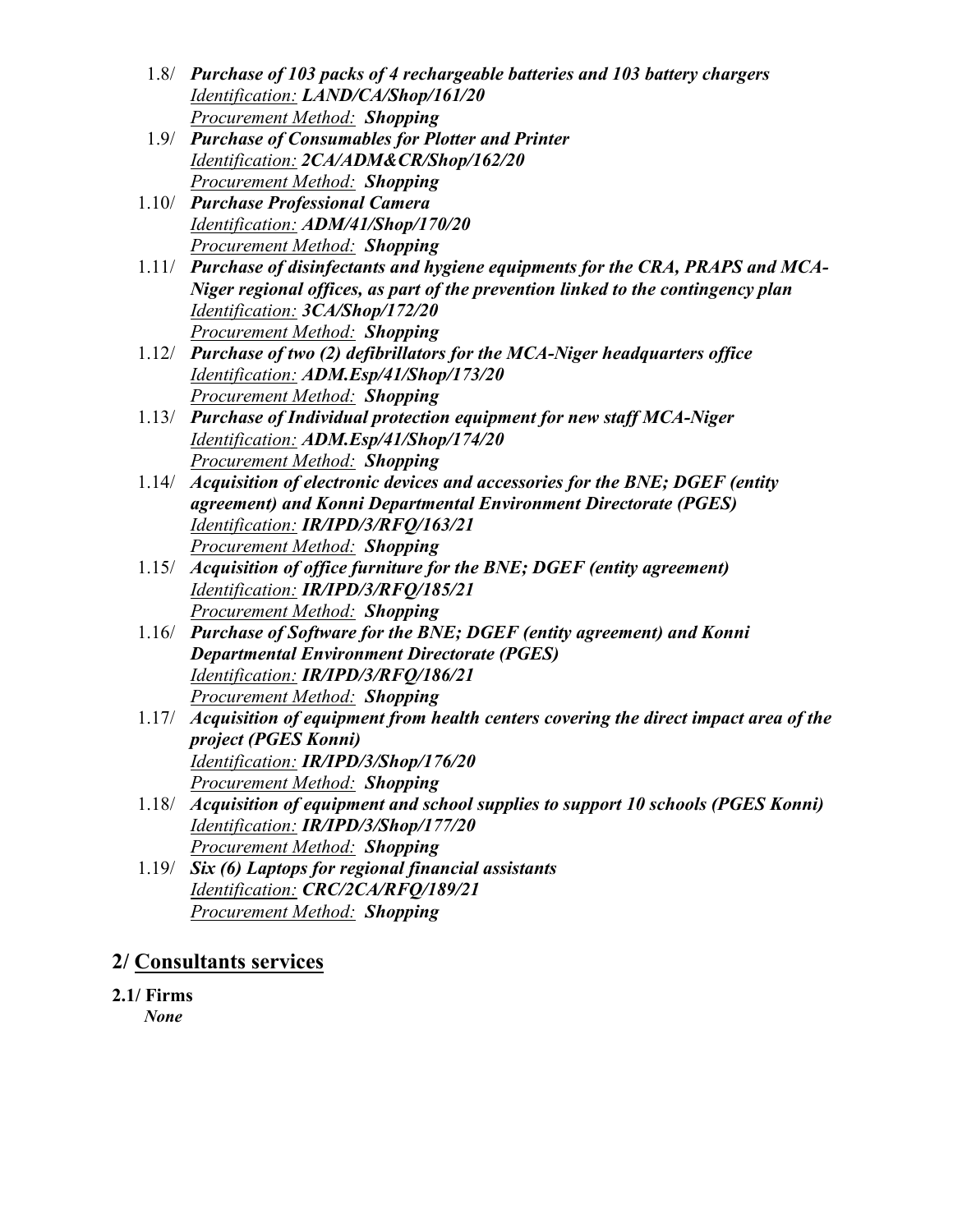1.8/ ***Purchase of 103 packs of 4 rechargeable batteries and 103 battery chargers***
<u>Identification:</u> ***LAND/CA/Shop/161/20***
<u>Procurement Method:</u> ***Shopping***

1.9/ ***Purchase of Consumables for Plotter and Printer***
<u>Identification:</u> ***2CA/ADM&CR/Shop/162/20***
<u>Procurement Method:</u> ***Shopping***

1.10/ ***Purchase Professional Camera***
<u>Identification:</u> ***ADM/41/Shop/170/20***
<u>Procurement Method:</u> ***Shopping***

1.11/ ***Purchase of disinfectants and hygiene equipments for the CRA, PRAPS and MCA-Niger regional offices, as part of the prevention linked to the contingency plan***
<u>Identification:</u> ***3CA/Shop/172/20***
<u>Procurement Method:</u> ***Shopping***

1.12/ ***Purchase of two (2) defibrillators for the MCA-Niger headquarters office***
<u>Identification:</u> ***ADM.Esp/41/Shop/173/20***
<u>Procurement Method:</u> ***Shopping***

1.13/ ***Purchase of Individual protection equipment for new staff MCA-Niger***
<u>Identification:</u> ***ADM.Esp/41/Shop/174/20***
<u>Procurement Method:</u> ***Shopping***

1.14/ ***Acquisition of electronic devices and accessories for the BNE; DGEF (entity agreement) and Konni Departmental Environment Directorate (PGES)***
<u>Identification:</u> ***IR/IPD/3/RFQ/163/21***
<u>Procurement Method:</u> ***Shopping***

1.15/ ***Acquisition of office furniture for the BNE; DGEF (entity agreement)***
<u>Identification:</u> ***IR/IPD/3/RFQ/185/21***
<u>Procurement Method:</u> ***Shopping***

1.16/ ***Purchase of Software for the BNE; DGEF (entity agreement) and Konni Departmental Environment Directorate (PGES)***
<u>Identification:</u> ***IR/IPD/3/RFQ/186/21***
<u>Procurement Method:</u> ***Shopping***

1.17/ ***Acquisition of equipment from health centers covering the direct impact area of the project (PGES Konni)***
<u>Identification:</u> ***IR/IPD/3/Shop/176/20***
<u>Procurement Method:</u> ***Shopping***

1.18/ ***Acquisition of equipment and school supplies to support 10 schools (PGES Konni)***
<u>Identification:</u> ***IR/IPD/3/Shop/177/20***
<u>Procurement Method:</u> ***Shopping***

1.19/ ***Six (6) Laptops for regional financial assistants***
<u>Identification:</u> ***CRC/2CA/RFQ/189/21***
<u>Procurement Method:</u> ***Shopping***

## 2/ <u>Consultants services</u>

**2.1/ Firms**

*None*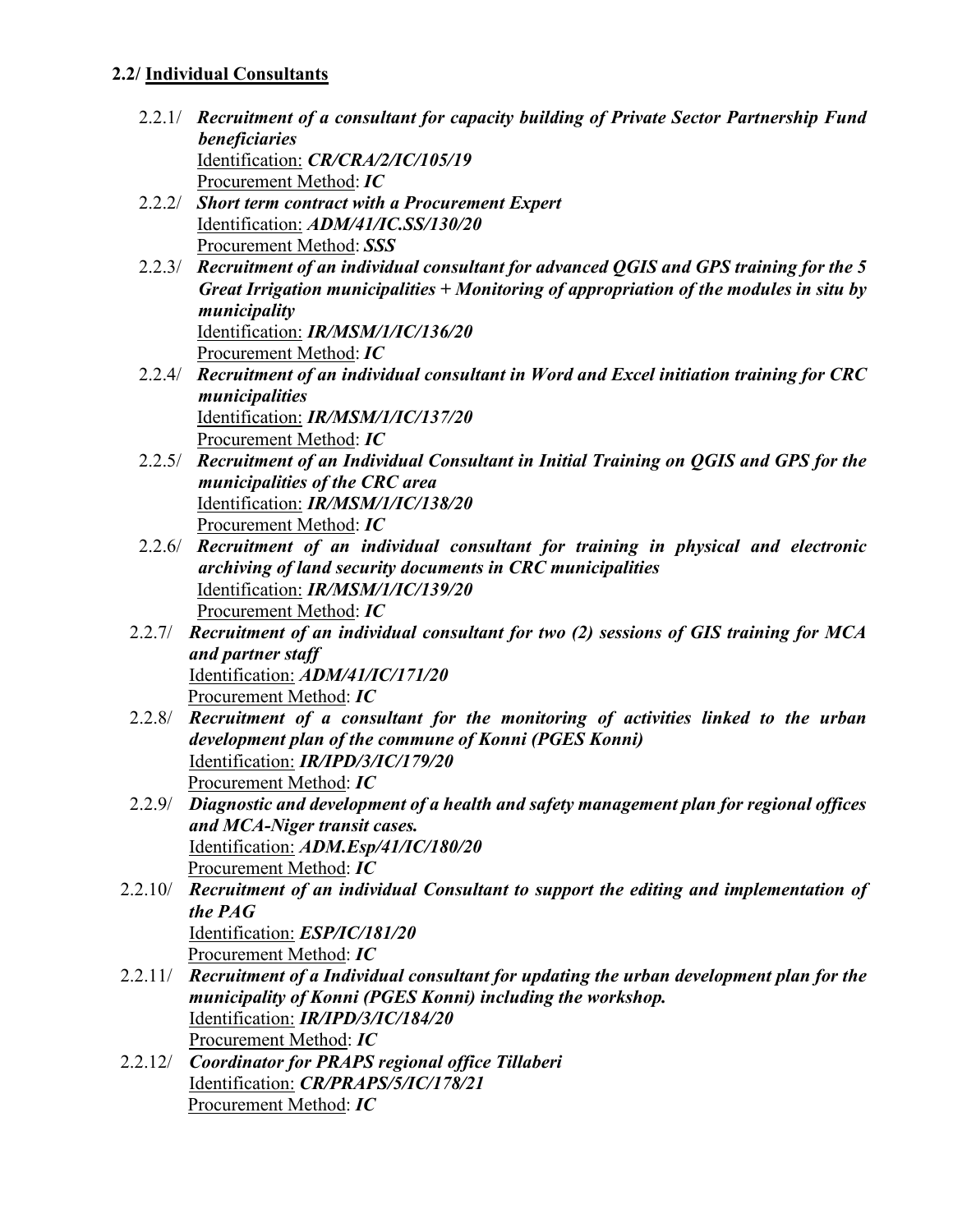**2.2/ Individual Consultants**

2.2.1/ ***Recruitment of a consultant for capacity building of Private Sector Partnership Fund beneficiaries***
Identification: ***CR/CRA/2/IC/105/19***
Procurement Method: ***IC***

2.2.2/ ***Short term contract with a Procurement Expert***
Identification: ***ADM/41/IC.SS/130/20***
Procurement Method: ***SSS***

2.2.3/ ***Recruitment of an individual consultant for advanced QGIS and GPS training for the 5 Great Irrigation municipalities + Monitoring of appropriation of the modules in situ by municipality***
Identification: ***IR/MSM/1/IC/136/20***
Procurement Method: ***IC***

2.2.4/ ***Recruitment of an individual consultant in Word and Excel initiation training for CRC municipalities***
Identification: ***IR/MSM/1/IC/137/20***
Procurement Method: ***IC***

2.2.5/ ***Recruitment of an Individual Consultant in Initial Training on QGIS and GPS for the municipalities of the CRC area***
Identification: ***IR/MSM/1/IC/138/20***
Procurement Method: ***IC***

2.2.6/ ***Recruitment of an individual consultant for training in physical and electronic archiving of land security documents in CRC municipalities***
Identification: ***IR/MSM/1/IC/139/20***
Procurement Method: ***IC***

2.2.7/ ***Recruitment of an individual consultant for two (2) sessions of GIS training for MCA and partner staff***
Identification: ***ADM/41/IC/171/20***
Procurement Method: ***IC***

2.2.8/ ***Recruitment of a consultant for the monitoring of activities linked to the urban development plan of the commune of Konni (PGES Konni)***
Identification: ***IR/IPD/3/IC/179/20***
Procurement Method: ***IC***

2.2.9/ ***Diagnostic and development of a health and safety management plan for regional offices and MCA-Niger transit cases.***
Identification: ***ADM.Esp/41/IC/180/20***
Procurement Method: ***IC***

2.2.10/ ***Recruitment of an individual Consultant to support the editing and implementation of the PAG***
Identification: ***ESP/IC/181/20***
Procurement Method: ***IC***

2.2.11/ ***Recruitment of a Individual consultant for updating the urban development plan for the municipality of Konni (PGES Konni) including the workshop.***
Identification: ***IR/IPD/3/IC/184/20***
Procurement Method: ***IC***

2.2.12/ ***Coordinator for PRAPS regional office Tillaberi***
Identification: ***CR/PRAPS/5/IC/178/21***
Procurement Method: ***IC***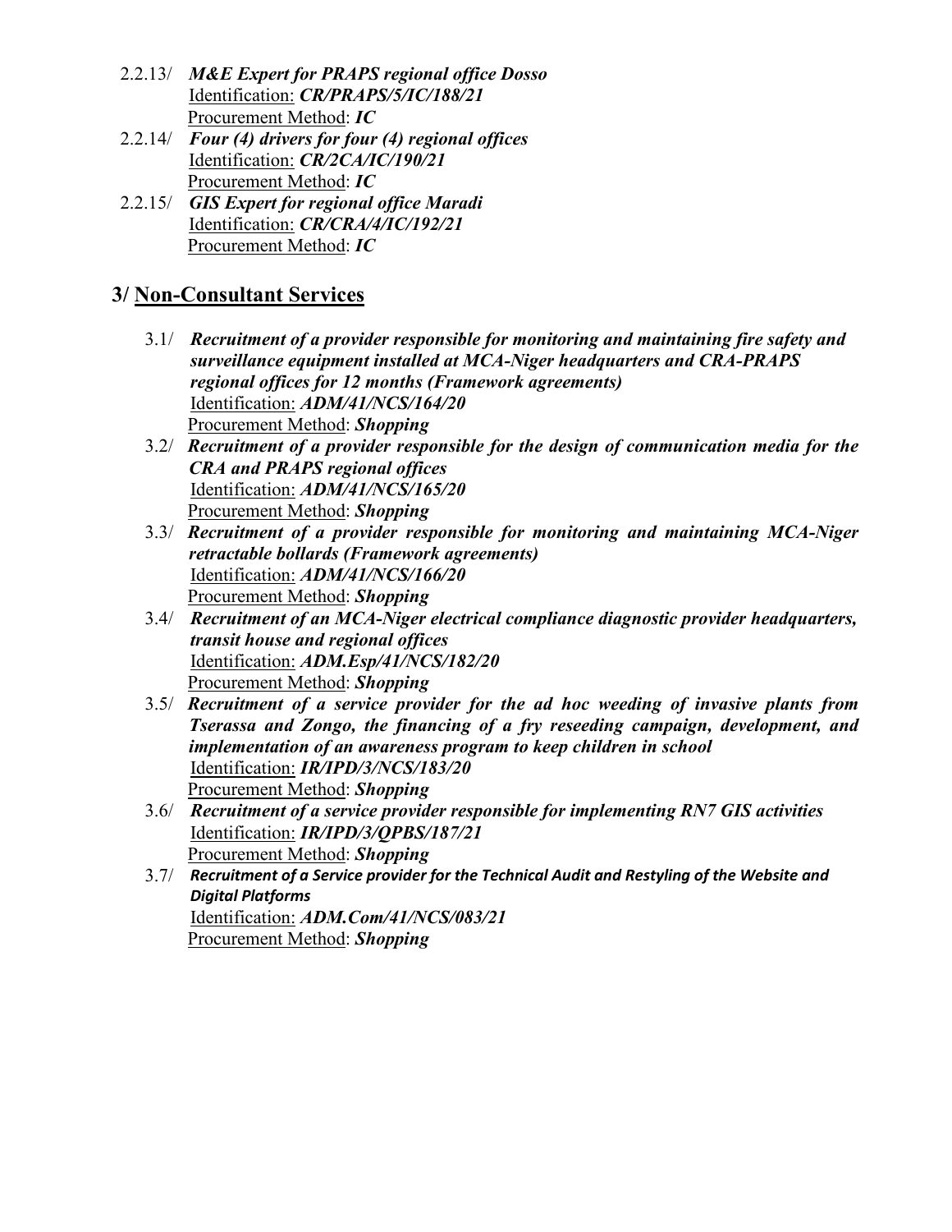2.2.13/ ***M&E Expert for PRAPS regional office Dosso***
Identification: ***CR/PRAPS/5/IC/188/21***
Procurement Method: ***IC***

2.2.14/ ***Four (4) drivers for four (4) regional offices***
Identification: ***CR/2CA/IC/190/21***
Procurement Method: ***IC***

2.2.15/ ***GIS Expert for regional office Maradi***
Identification: ***CR/CRA/4/IC/192/21***
Procurement Method: ***IC***

## 3/ Non-Consultant Services

3.1/ ***Recruitment of a provider responsible for monitoring and maintaining fire safety and surveillance equipment installed at MCA-Niger headquarters and CRA-PRAPS regional offices for 12 months (Framework agreements)***
Identification: ***ADM/41/NCS/164/20***
Procurement Method: ***Shopping***

3.2/ ***Recruitment of a provider responsible for the design of communication media for the CRA and PRAPS regional offices***
Identification: ***ADM/41/NCS/165/20***
Procurement Method: ***Shopping***

3.3/ ***Recruitment of a provider responsible for monitoring and maintaining MCA-Niger retractable bollards (Framework agreements)***
Identification: ***ADM/41/NCS/166/20***
Procurement Method: ***Shopping***

3.4/ ***Recruitment of an MCA-Niger electrical compliance diagnostic provider headquarters, transit house and regional offices***
Identification: ***ADM.Esp/41/NCS/182/20***
Procurement Method: ***Shopping***

3.5/ ***Recruitment of a service provider for the ad hoc weeding of invasive plants from Tserassa and Zongo, the financing of a fry reseeding campaign, development, and implementation of an awareness program to keep children in school***
Identification: ***IR/IPD/3/NCS/183/20***
Procurement Method: ***Shopping***

3.6/ ***Recruitment of a service provider responsible for implementing RN7 GIS activities***
Identification: ***IR/IPD/3/QPBS/187/21***
Procurement Method: ***Shopping***

3.7/ ***Recruitment of a Service provider for the Technical Audit and Restyling of the Website and Digital Platforms***
Identification: ***ADM.Com/41/NCS/083/21***
Procurement Method: ***Shopping***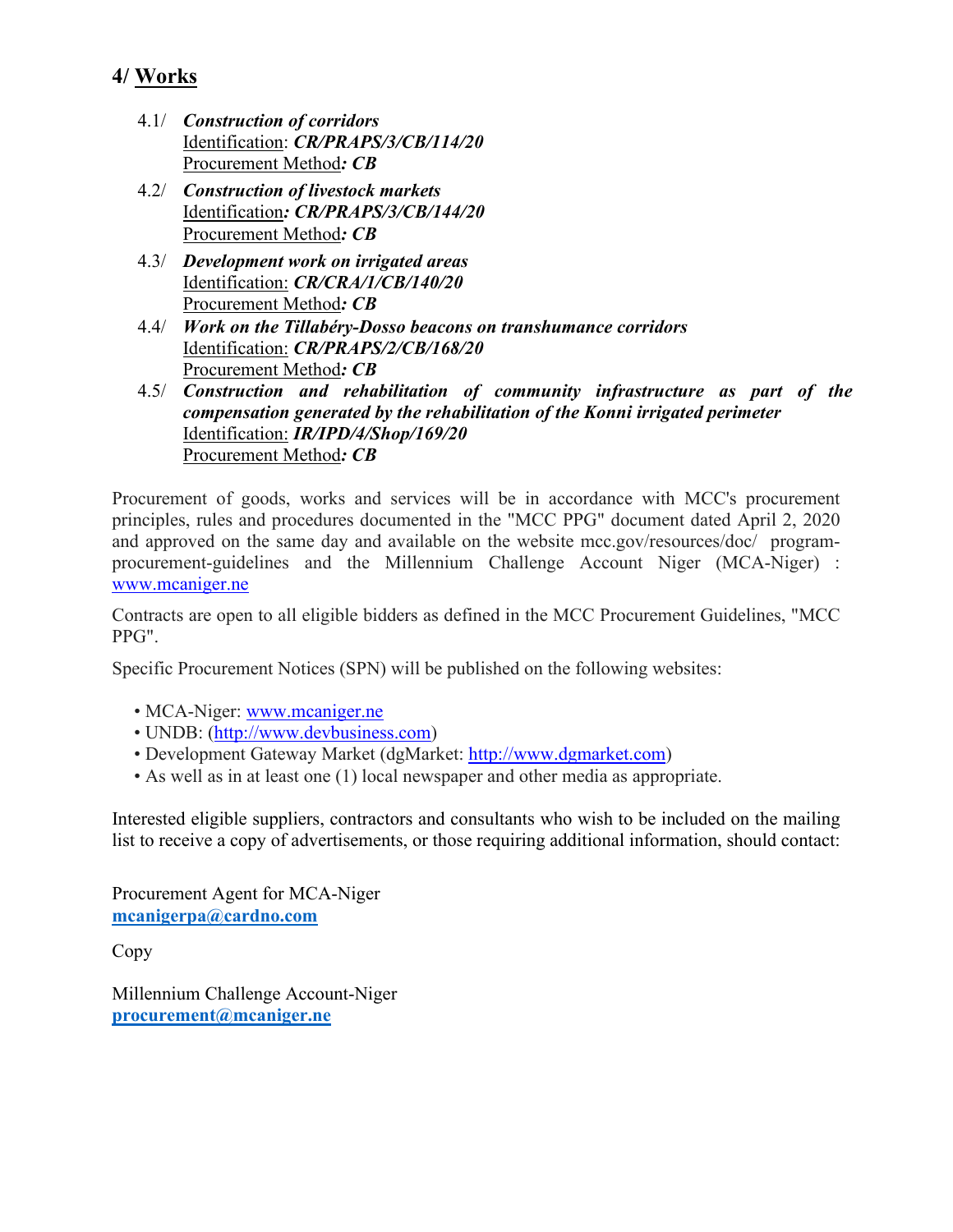## 4/ Works

4.1/ ***Construction of corridors***
Identification: ***CR/PRAPS/3/CB/114/20***
Procurement Method***: CB***

4.2/ ***Construction of livestock markets***
Identification***: CR/PRAPS/3/CB/144/20***
Procurement Method***: CB***

4.3/ ***Development work on irrigated areas***
Identification: ***CR/CRA/1/CB/140/20***
Procurement Method***: CB***

4.4/ ***Work on the Tillabéry-Dosso beacons on transhumance corridors***
Identification: ***CR/PRAPS/2/CB/168/20***
Procurement Method***: CB***

4.5/ ***Construction and rehabilitation of community infrastructure as part of the compensation generated by the rehabilitation of the Konni irrigated perimeter***
Identification: ***IR/IPD/4/Shop/169/20***
Procurement Method***: CB***

Procurement of goods, works and services will be in accordance with MCC's procurement principles, rules and procedures documented in the "MCC PPG" document dated April 2, 2020 and approved on the same day and available on the website mcc.gov/resources/doc/ program-procurement-guidelines and the Millennium Challenge Account Niger (MCA-Niger) : [www.mcaniger.ne](http://www.mcaniger.ne)

Contracts are open to all eligible bidders as defined in the MCC Procurement Guidelines, "MCC PPG".

Specific Procurement Notices (SPN) will be published on the following websites:

- MCA-Niger: [www.mcaniger.ne](http://www.mcaniger.ne)
- UNDB: ([http://www.devbusiness.com](http://www.devbusiness.com))
- Development Gateway Market (dgMarket: [http://www.dgmarket.com](http://www.dgmarket.com))
- As well as in at least one (1) local newspaper and other media as appropriate.

Interested eligible suppliers, contractors and consultants who wish to be included on the mailing list to receive a copy of advertisements, or those requiring additional information, should contact:

Procurement Agent for MCA-Niger
**[mcanigerpa@cardno.com](mailto:mcanigerpa@cardno.com)**

Copy

Millennium Challenge Account-Niger
**[procurement@mcaniger.ne](mailto:procurement@mcaniger.ne)**